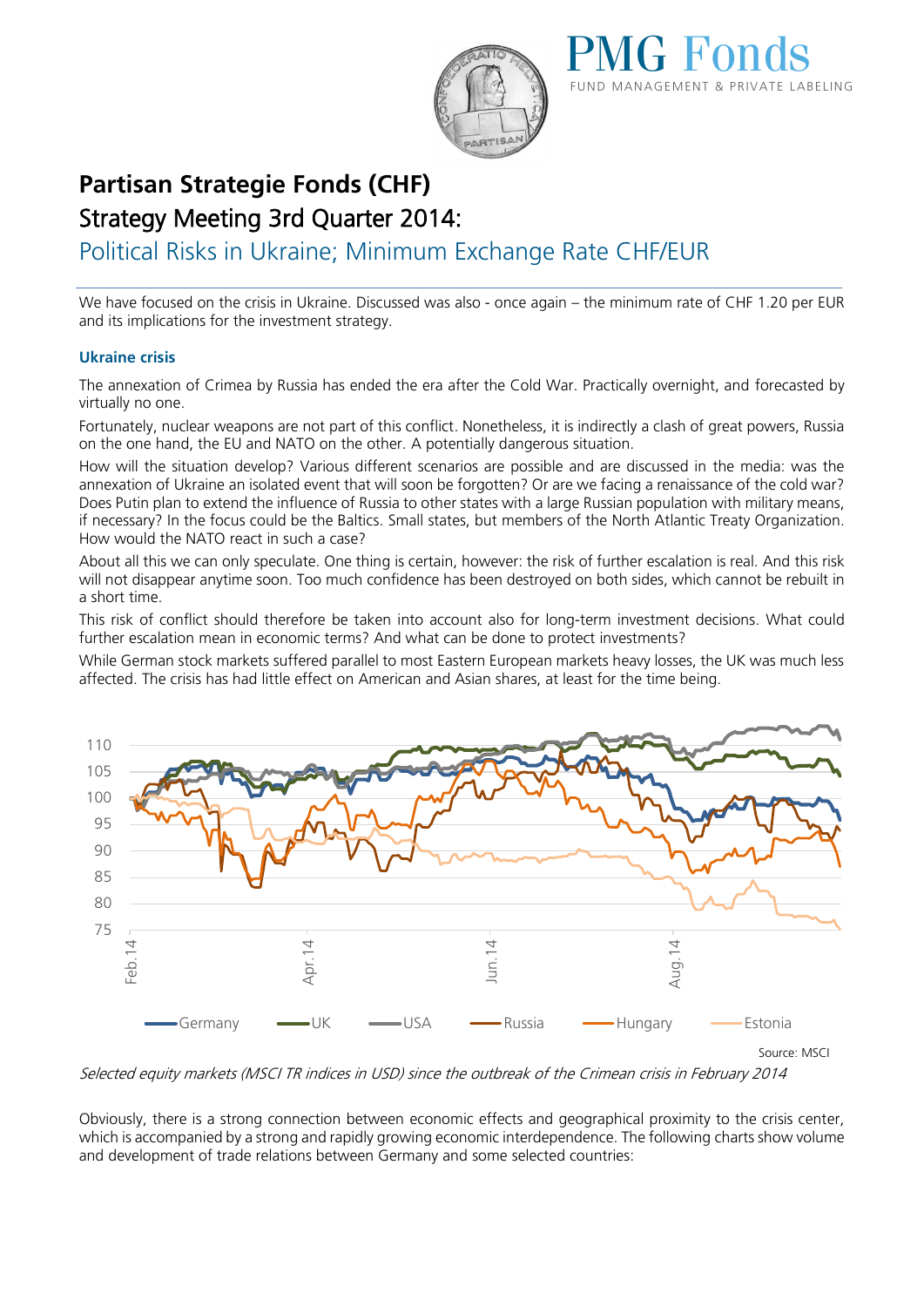PMG Fonds
FUND MANAGEMENT & PRIVATE LABELING

# Partisan Strategie Fonds (CHF)

## Strategy Meeting 3rd Quarter 2014:

## Political Risks in Ukraine; Minimum Exchange Rate CHF/EUR

We have focused on the crisis in Ukraine. Discussed was also - once again – the minimum rate of CHF 1.20 per EUR and its implications for the investment strategy.

### Ukraine crisis

The annexation of Crimea by Russia has ended the era after the Cold War. Practically overnight, and forecasted by virtually no one.

Fortunately, nuclear weapons are not part of this conflict. Nonetheless, it is indirectly a clash of great powers, Russia on the one hand, the EU and NATO on the other. A potentially dangerous situation.

How will the situation develop? Various different scenarios are possible and are discussed in the media: was the annexation of Ukraine an isolated event that will soon be forgotten? Or are we facing a renaissance of the cold war? Does Putin plan to extend the influence of Russia to other states with a large Russian population with military means, if necessary? In the focus could be the Baltics. Small states, but members of the North Atlantic Treaty Organization. How would the NATO react in such a case?

About all this we can only speculate. One thing is certain, however: the risk of further escalation is real. And this risk will not disappear anytime soon. Too much confidence has been destroyed on both sides, which cannot be rebuilt in a short time.

This risk of conflict should therefore be taken into account also for long-term investment decisions. What could further escalation mean in economic terms? And what can be done to protect investments?

While German stock markets suffered parallel to most Eastern European markets heavy losses, the UK was much less affected. The crisis has had little effect on American and Asian shares, at least for the time being.

Source: MSCI

*Selected equity markets (MSCI TR indices in USD) since the outbreak of the Crimean crisis in February 2014*

Obviously, there is a strong connection between economic effects and geographical proximity to the crisis center, which is accompanied by a strong and rapidly growing economic interdependence. The following charts show volume and development of trade relations between Germany and some selected countries: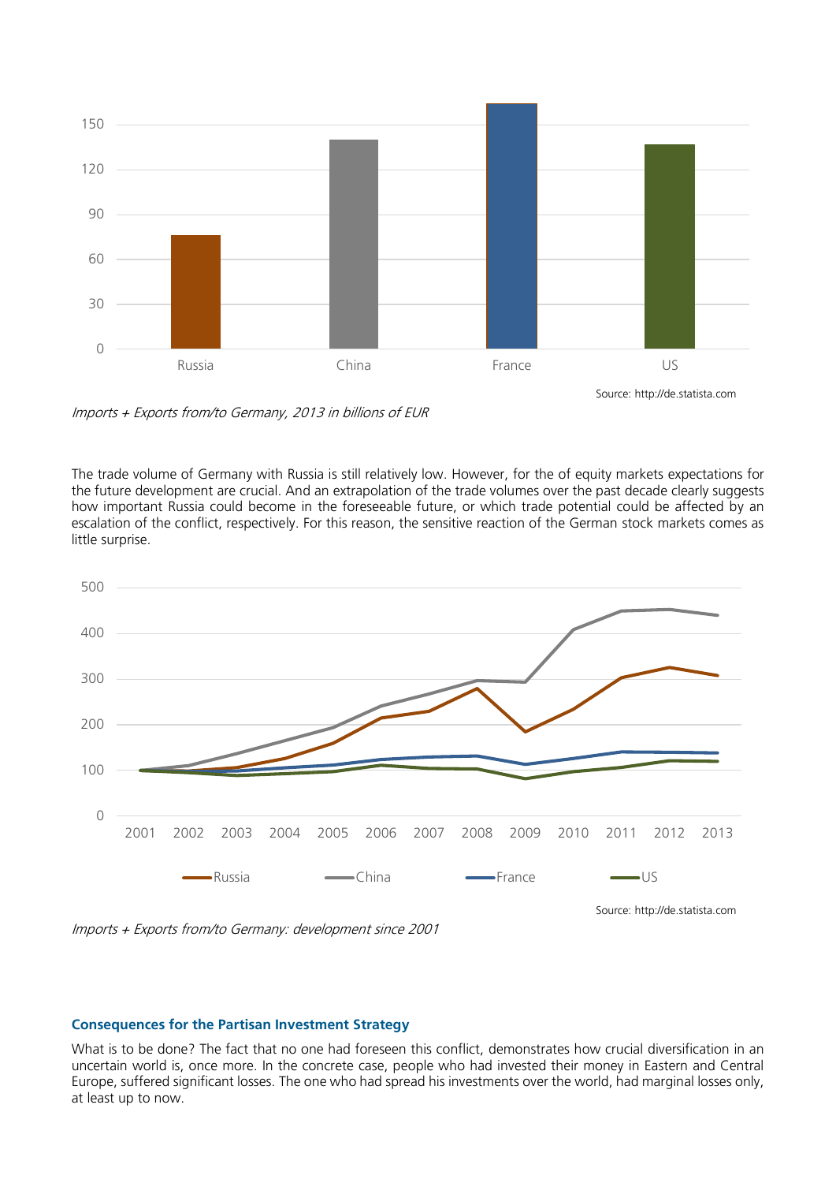Source: http://de.statista.com

*Imports + Exports from/to Germany, 2013 in billions of EUR*

The trade volume of Germany with Russia is still relatively low. However, for the of equity markets expectations for the future development are crucial. And an extrapolation of the trade volumes over the past decade clearly suggests how important Russia could become in the foreseeable future, or which trade potential could be affected by an escalation of the conflict, respectively. For this reason, the sensitive reaction of the German stock markets comes as little surprise.

Source: http://de.statista.com

*Imports + Exports from/to Germany: development since 2001*

### Consequences for the Partisan Investment Strategy

What is to be done? The fact that no one had foreseen this conflict, demonstrates how crucial diversification in an uncertain world is, once more. In the concrete case, people who had invested their money in Eastern and Central Europe, suffered significant losses. The one who had spread his investments over the world, had marginal losses only, at least up to now.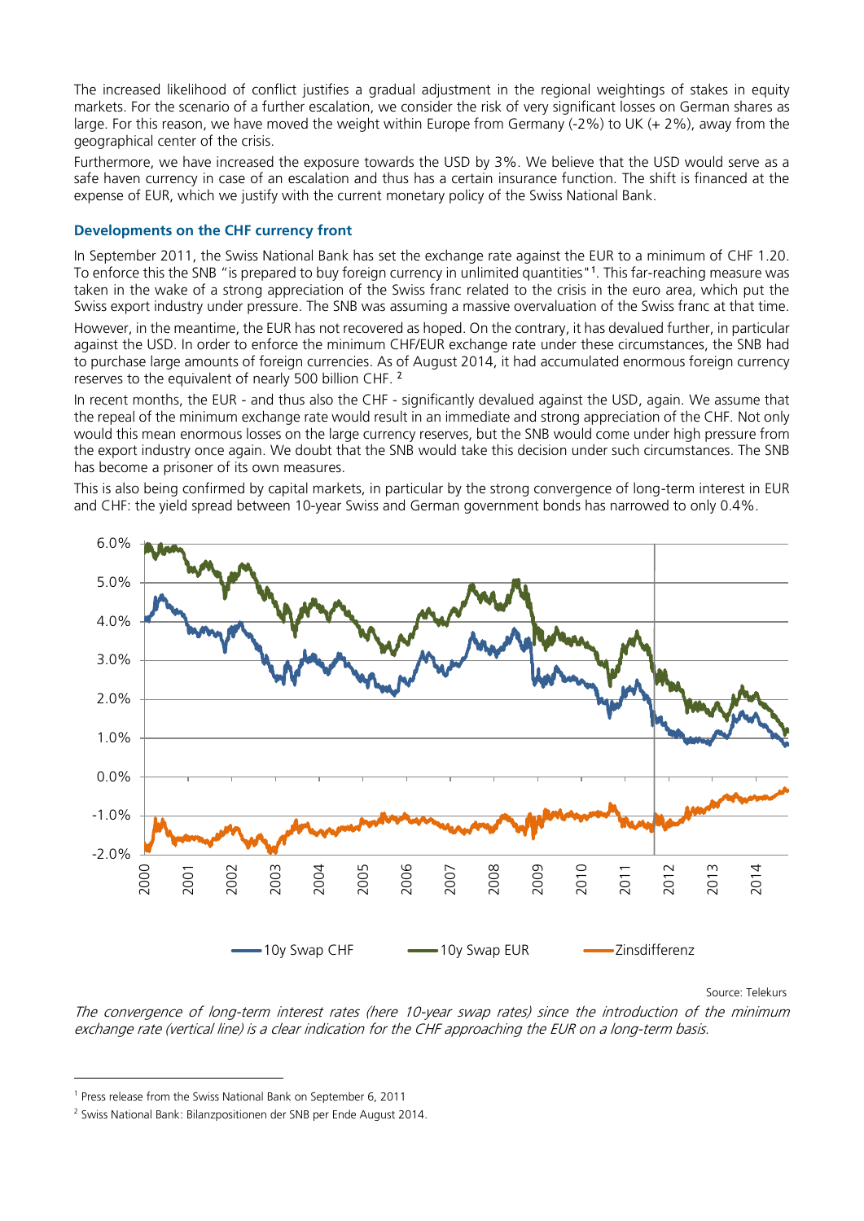The increased likelihood of conflict justifies a gradual adjustment in the regional weightings of stakes in equity markets. For the scenario of a further escalation, we consider the risk of very significant losses on German shares as large. For this reason, we have moved the weight within Europe from Germany (-2%) to UK (+ 2%), away from the geographical center of the crisis.

Furthermore, we have increased the exposure towards the USD by 3%. We believe that the USD would serve as a safe haven currency in case of an escalation and thus has a certain insurance function. The shift is financed at the expense of EUR, which we justify with the current monetary policy of the Swiss National Bank.

### Developments on the CHF currency front

In September 2011, the Swiss National Bank has set the exchange rate against the EUR to a minimum of CHF 1.20. To enforce this the SNB "is prepared to buy foreign currency in unlimited quantities"[1]. This far-reaching measure was taken in the wake of a strong appreciation of the Swiss franc related to the crisis in the euro area, which put the Swiss export industry under pressure. The SNB was assuming a massive overvaluation of the Swiss franc at that time.

However, in the meantime, the EUR has not recovered as hoped. On the contrary, it has devalued further, in particular against the USD. In order to enforce the minimum CHF/EUR exchange rate under these circumstances, the SNB had to purchase large amounts of foreign currencies. As of August 2014, it had accumulated enormous foreign currency reserves to the equivalent of nearly 500 billion CHF.[2]

In recent months, the EUR - and thus also the CHF - significantly devalued against the USD, again. We assume that the repeal of the minimum exchange rate would result in an immediate and strong appreciation of the CHF. Not only would this mean enormous losses on the large currency reserves, but the SNB would come under high pressure from the export industry once again. We doubt that the SNB would take this decision under such circumstances. The SNB has become a prisoner of its own measures.

This is also being confirmed by capital markets, in particular by the strong convergence of long-term interest in EUR and CHF: the yield spread between 10-year Swiss and German government bonds has narrowed to only 0.4%.

Source: Telekurs

*The convergence of long-term interest rates (here 10-year swap rates) since the introduction of the minimum exchange rate (vertical line) is a clear indication for the CHF approaching the EUR on a long-term basis.*

---

[1] Press release from the Swiss National Bank on September 6, 2011

[2] Swiss National Bank: Bilanzpositionen der SNB per Ende August 2014.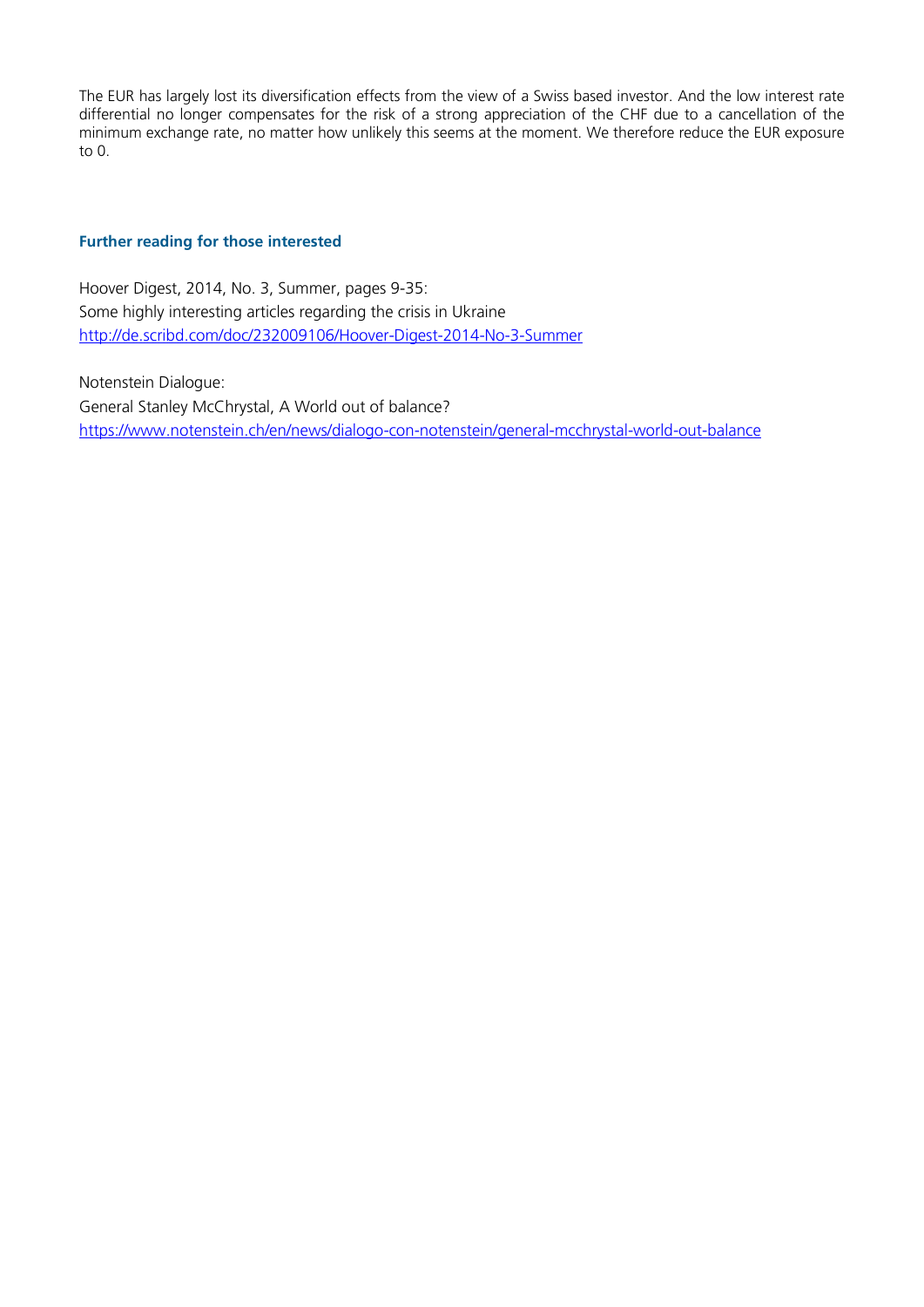The EUR has largely lost its diversification effects from the view of a Swiss based investor. And the low interest rate differential no longer compensates for the risk of a strong appreciation of the CHF due to a cancellation of the minimum exchange rate, no matter how unlikely this seems at the moment. We therefore reduce the EUR exposure to 0.

### Further reading for those interested

Hoover Digest, 2014, No. 3, Summer, pages 9-35:
Some highly interesting articles regarding the crisis in Ukraine
[http://de.scribd.com/doc/232009106/Hoover-Digest-2014-No-3-Summer](http://de.scribd.com/doc/232009106/Hoover-Digest-2014-No-3-Summer)

Notenstein Dialogue:
General Stanley McChrystal, A World out of balance?
[https://www.notenstein.ch/en/news/dialogo-con-notenstein/general-mcchrystal-world-out-balance](https://www.notenstein.ch/en/news/dialogo-con-notenstein/general-mcchrystal-world-out-balance)